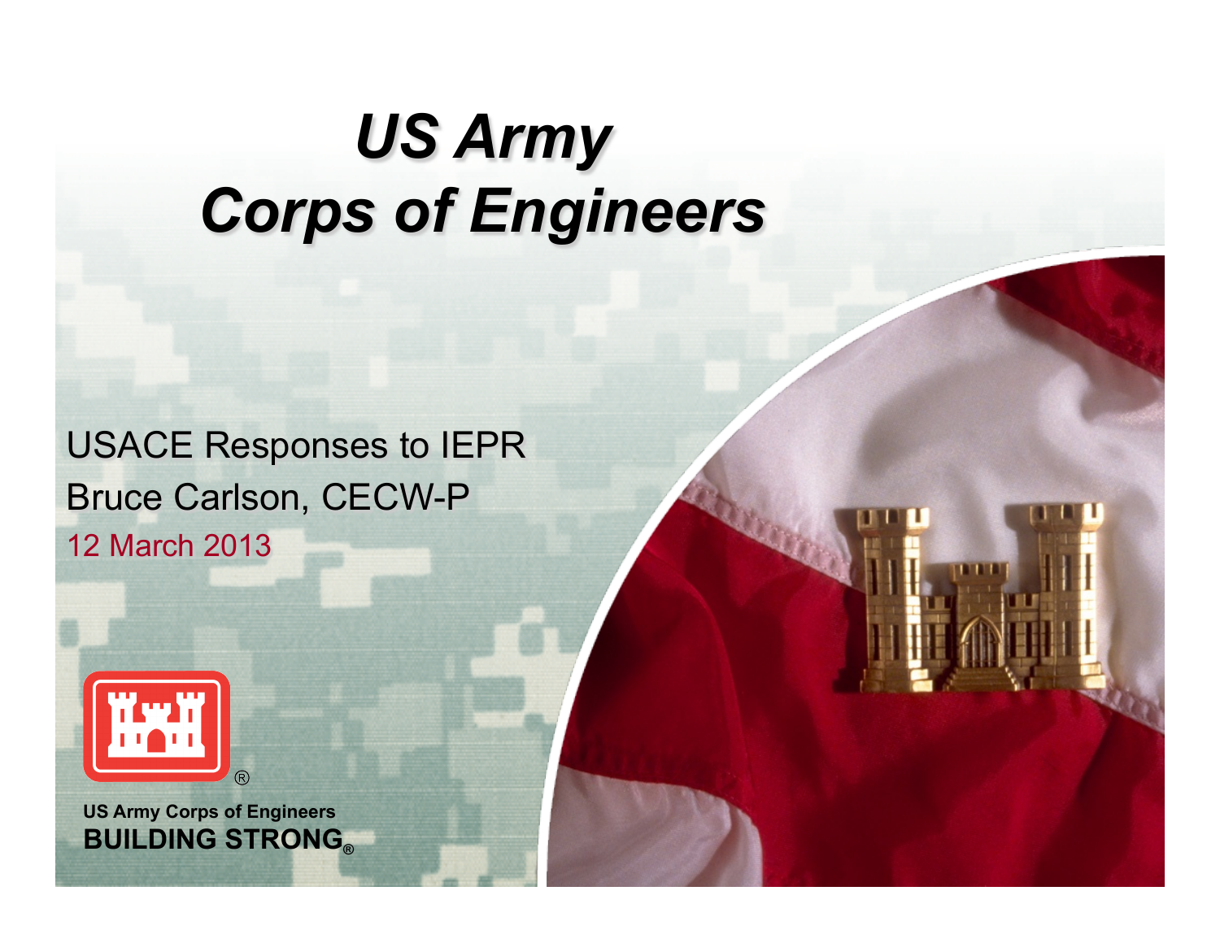# *US Army Corps of Engineers*

USACE Responses to IEPR

Bruce Carlson, CECW-P

12 March 2013

US Army Corps of Engineers
**BUILDING STRONG®**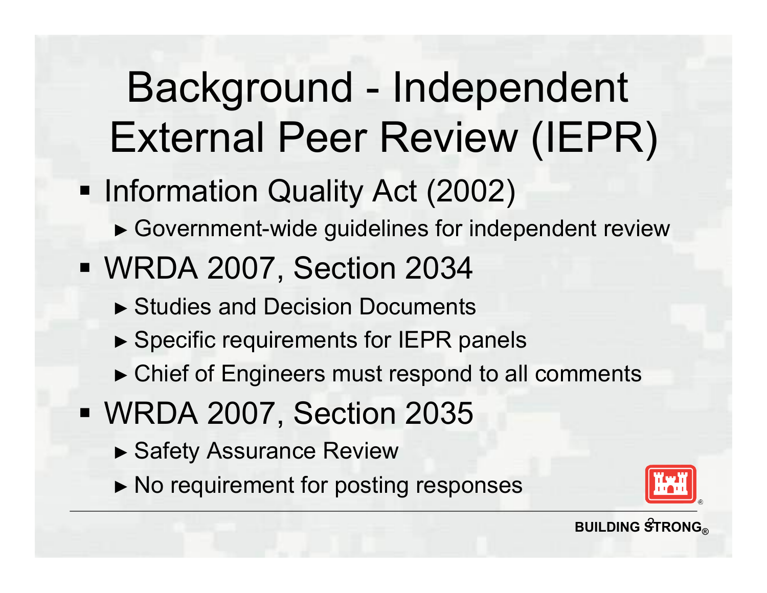# Background - Independent External Peer Review (IEPR)

- Information Quality Act (2002)
  - Government-wide guidelines for independent review
- WRDA 2007, Section 2034
  - Studies and Decision Documents
  - Specific requirements for IEPR panels
  - Chief of Engineers must respond to all comments
- WRDA 2007, Section 2035
  - Safety Assurance Review
  - No requirement for posting responses

BUILDING STRONG®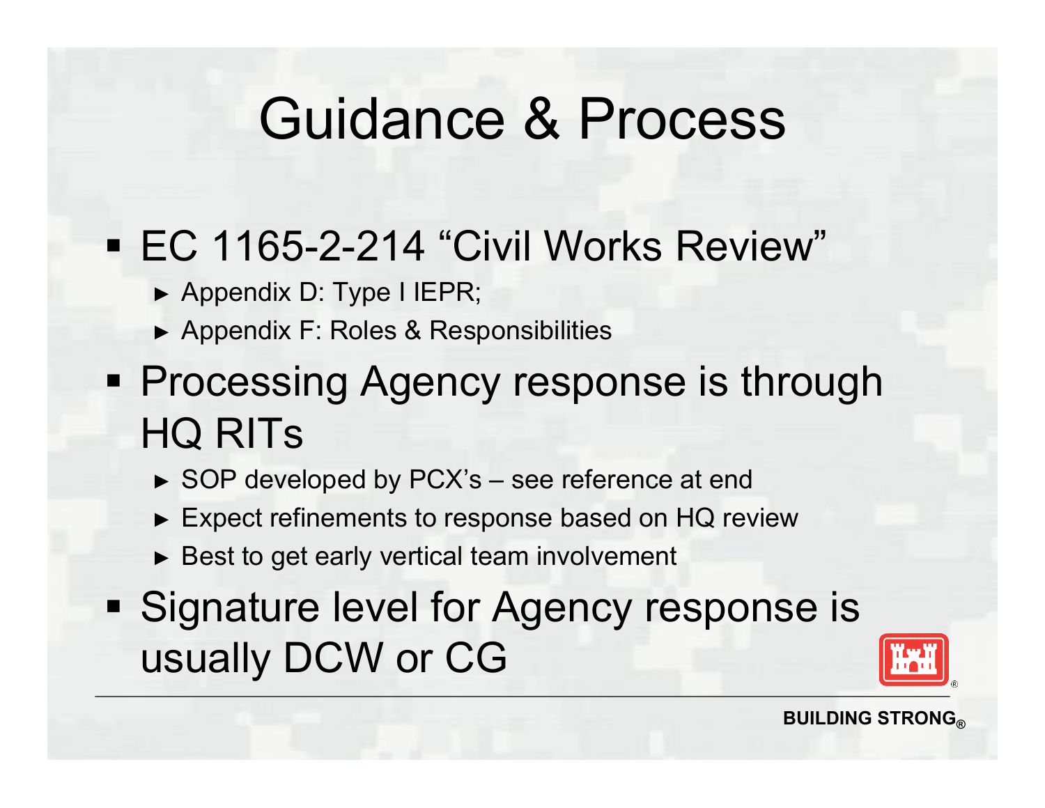# Guidance & Process

- EC 1165-2-214 "Civil Works Review"
  - Appendix D: Type I IEPR;
  - Appendix F: Roles & Responsibilities
- Processing Agency response is through HQ RITs
  - SOP developed by PCX's – see reference at end
  - Expect refinements to response based on HQ review
  - Best to get early vertical team involvement
- Signature level for Agency response is usually DCW or CG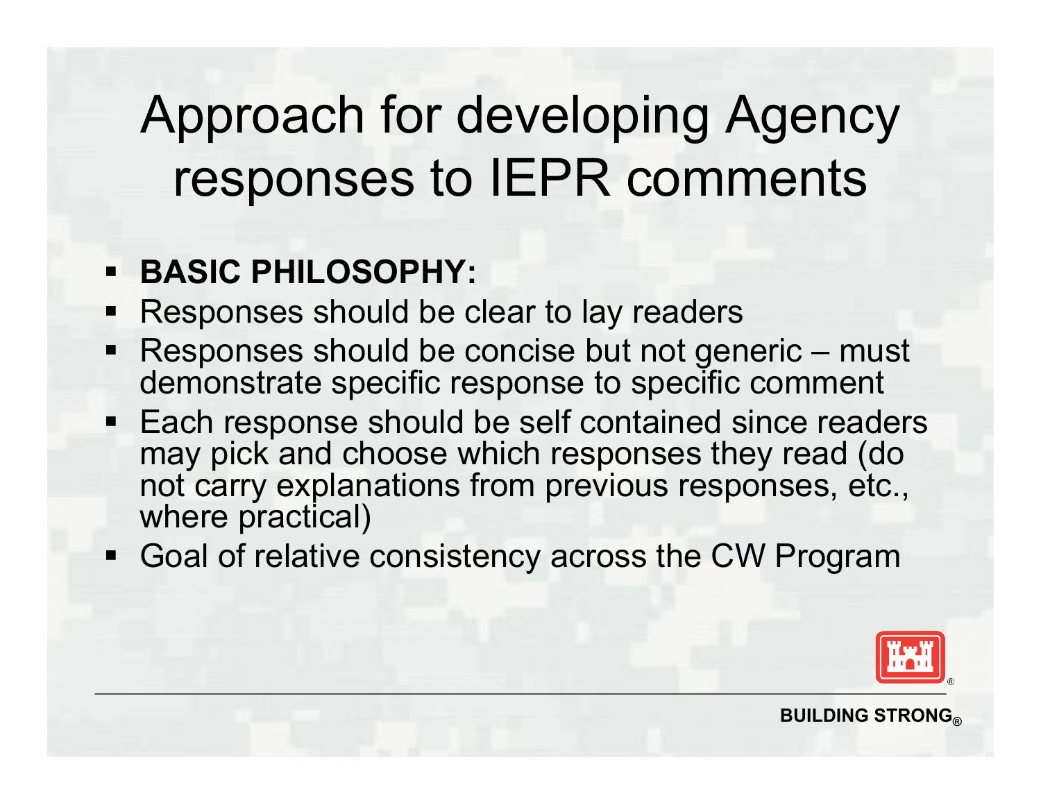# Approach for developing Agency responses to IEPR comments

- **BASIC PHILOSOPHY:**
- Responses should be clear to lay readers
- Responses should be concise but not generic – must demonstrate specific response to specific comment
- Each response should be self contained since readers may pick and choose which responses they read (do not carry explanations from previous responses, etc., where practical)
- Goal of relative consistency across the CW Program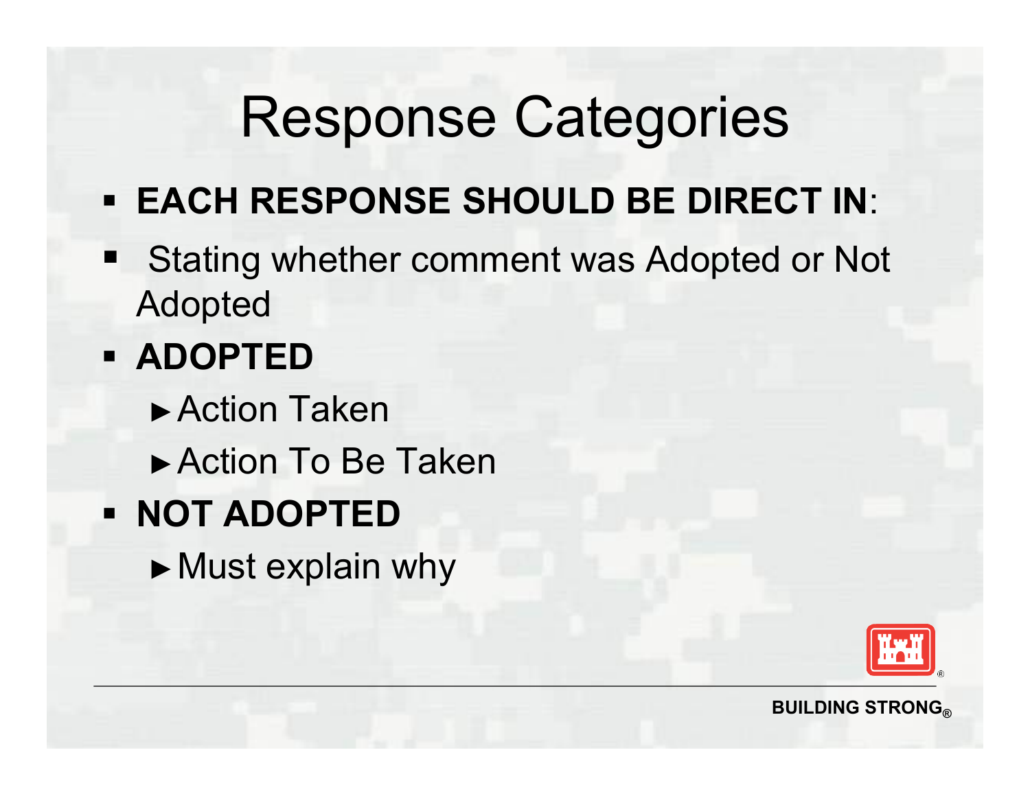# Response Categories

- **EACH RESPONSE SHOULD BE DIRECT IN**:
- Stating whether comment was Adopted or Not Adopted
- **ADOPTED**
  - ►Action Taken
  - ►Action To Be Taken
- **NOT ADOPTED**
  - ►Must explain why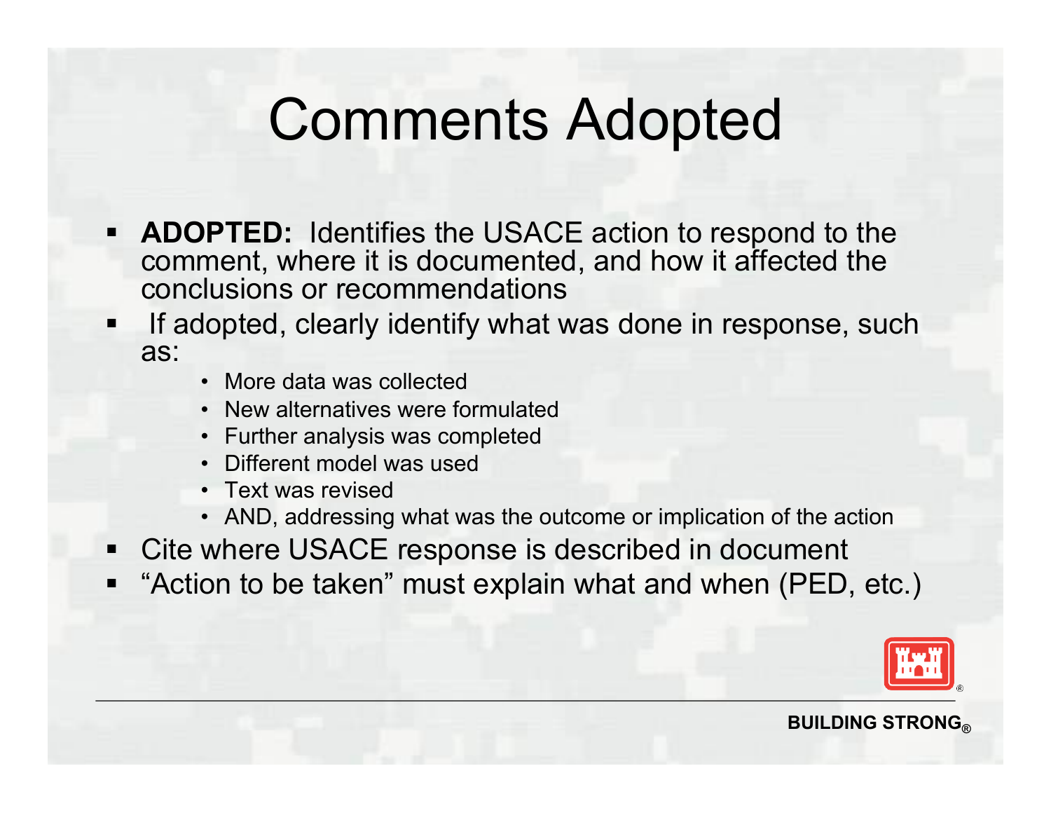# Comments Adopted

- **ADOPTED:** Identifies the USACE action to respond to the comment, where it is documented, and how it affected the conclusions or recommendations
- If adopted, clearly identify what was done in response, such as:
  - More data was collected
  - New alternatives were formulated
  - Further analysis was completed
  - Different model was used
  - Text was revised
  - AND, addressing what was the outcome or implication of the action
- Cite where USACE response is described in document
- "Action to be taken" must explain what and when (PED, etc.)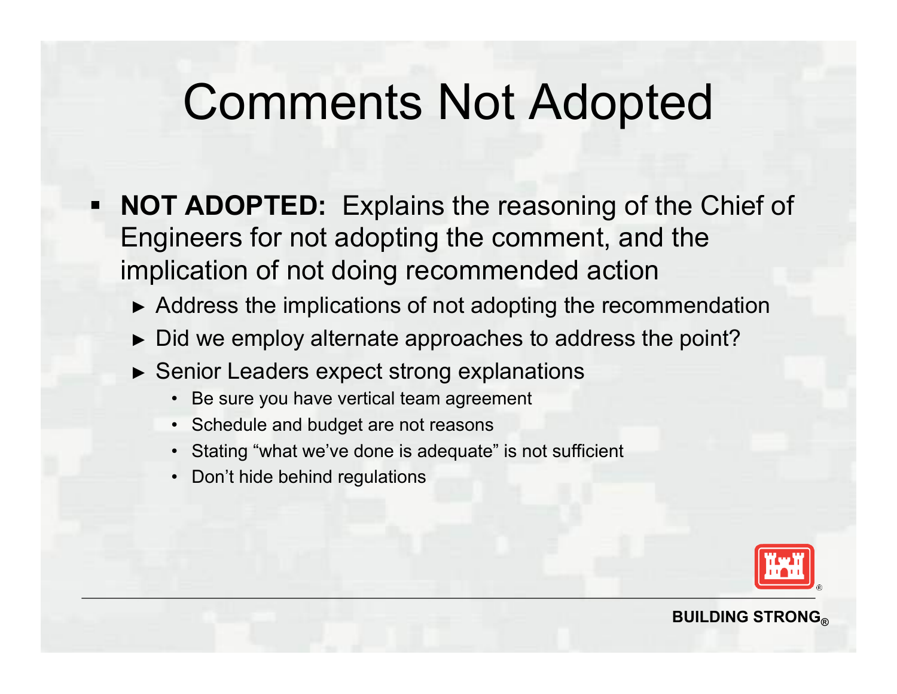# Comments Not Adopted

- **NOT ADOPTED:** Explains the reasoning of the Chief of Engineers for not adopting the comment, and the implication of not doing recommended action
  - ► Address the implications of not adopting the recommendation
  - ► Did we employ alternate approaches to address the point?
  - ► Senior Leaders expect strong explanations
    - Be sure you have vertical team agreement
    - Schedule and budget are not reasons
    - Stating “what we’ve done is adequate” is not sufficient
    - Don’t hide behind regulations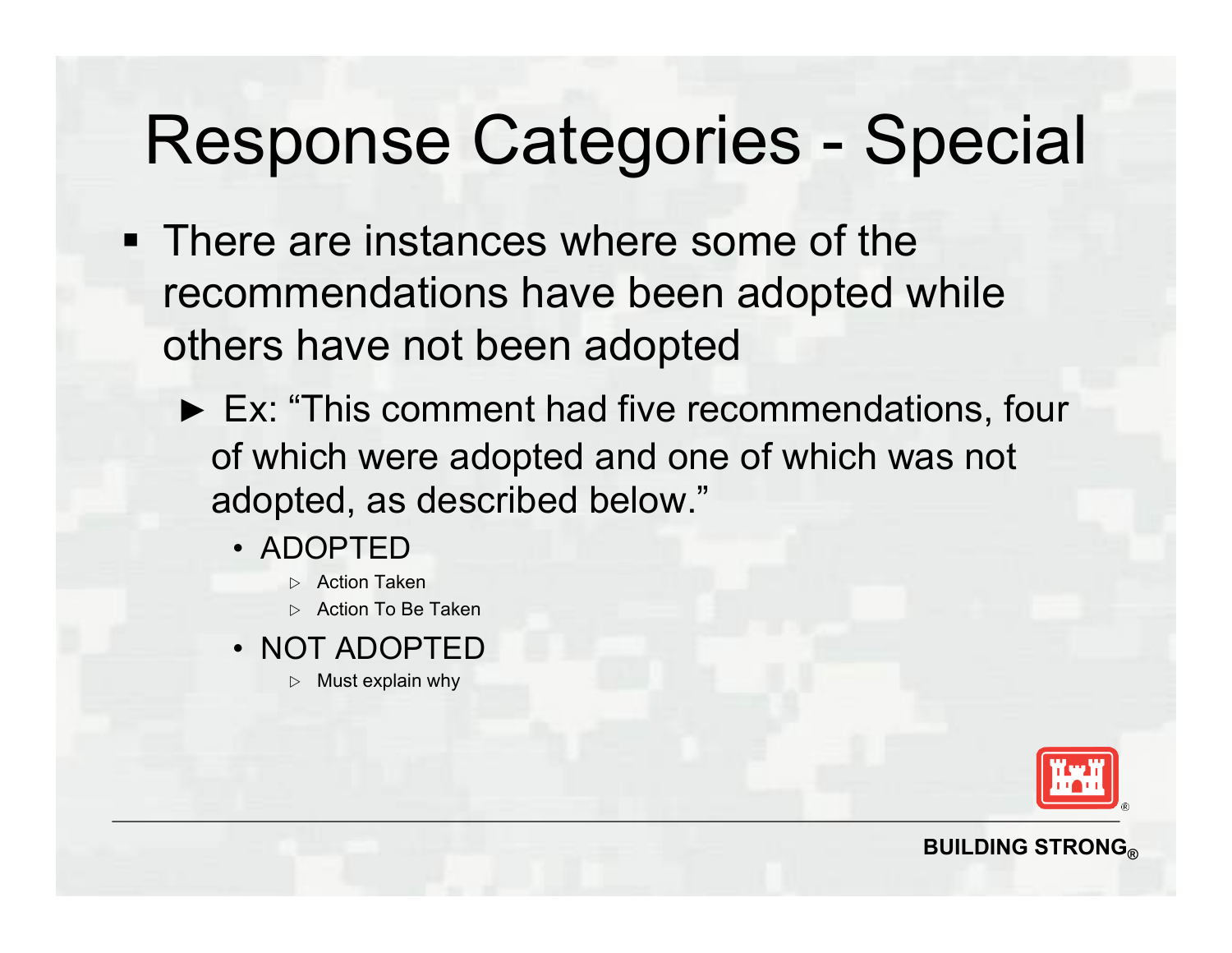# Response Categories - Special

- There are instances where some of the recommendations have been adopted while others have not been adopted
  - ► Ex: "This comment had five recommendations, four of which were adopted and one of which was not adopted, as described below."
    - ADOPTED
      - Action Taken
      - Action To Be Taken
    - NOT ADOPTED
      - Must explain why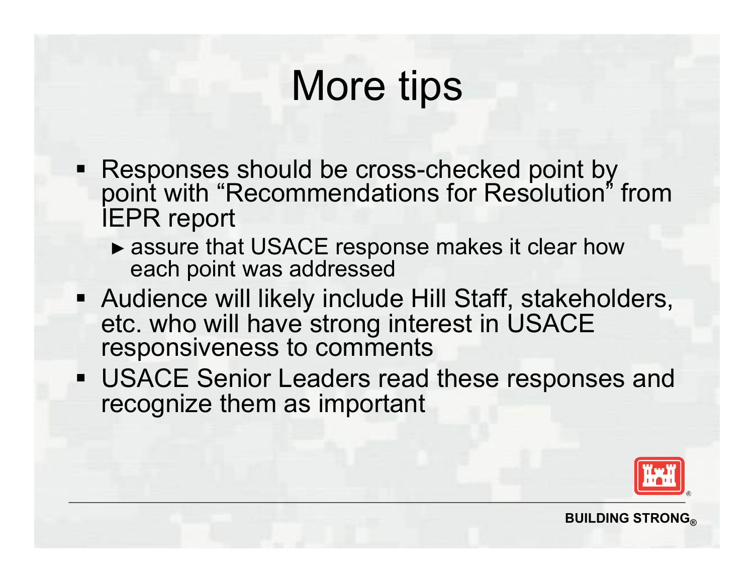# More tips

- Responses should be cross-checked point by point with “Recommendations for Resolution” from IEPR report
  - ► assure that USACE response makes it clear how each point was addressed
- Audience will likely include Hill Staff, stakeholders, etc. who will have strong interest in USACE responsiveness to comments
- USACE Senior Leaders read these responses and recognize them as important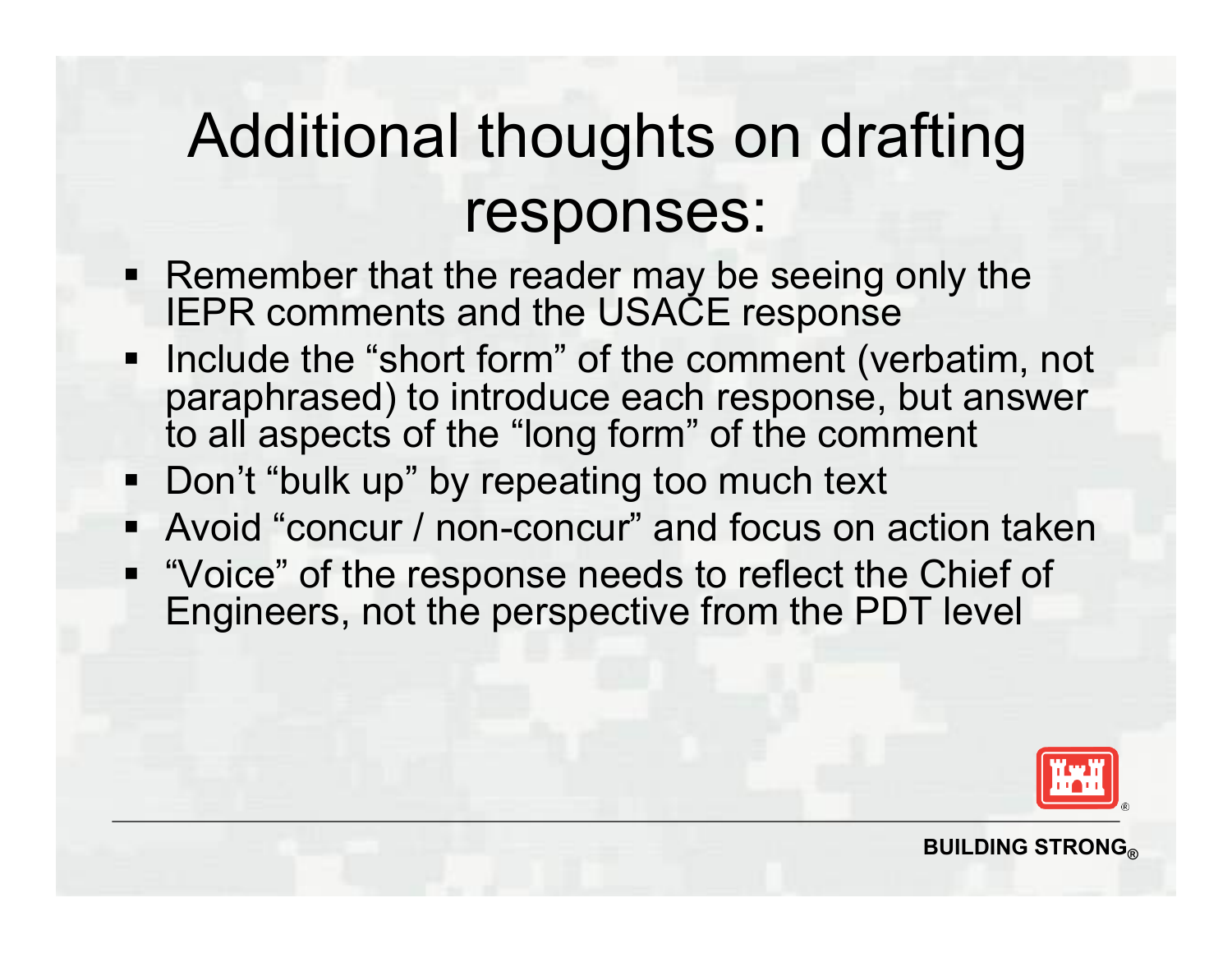# Additional thoughts on drafting responses:

- Remember that the reader may be seeing only the IEPR comments and the USACE response
- Include the "short form" of the comment (verbatim, not paraphrased) to introduce each response, but answer to all aspects of the "long form" of the comment
- Don't "bulk up" by repeating too much text
- Avoid "concur / non-concur" and focus on action taken
- "Voice" of the response needs to reflect the Chief of Engineers, not the perspective from the PDT level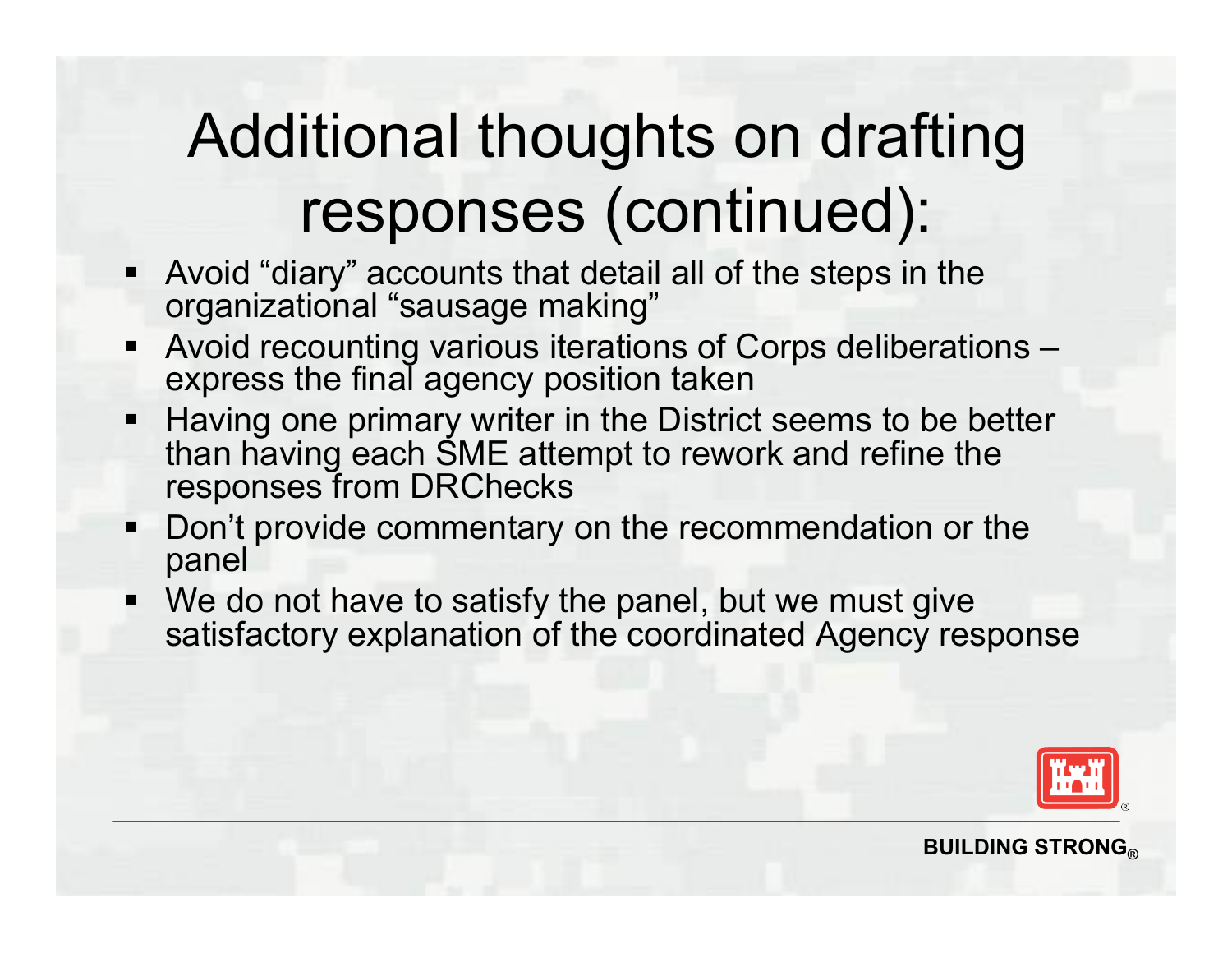# Additional thoughts on drafting responses (continued):

- Avoid "diary" accounts that detail all of the steps in the organizational "sausage making"
- Avoid recounting various iterations of Corps deliberations – express the final agency position taken
- Having one primary writer in the District seems to be better than having each SME attempt to rework and refine the responses from DRChecks
- Don't provide commentary on the recommendation or the panel
- We do not have to satisfy the panel, but we must give satisfactory explanation of the coordinated Agency response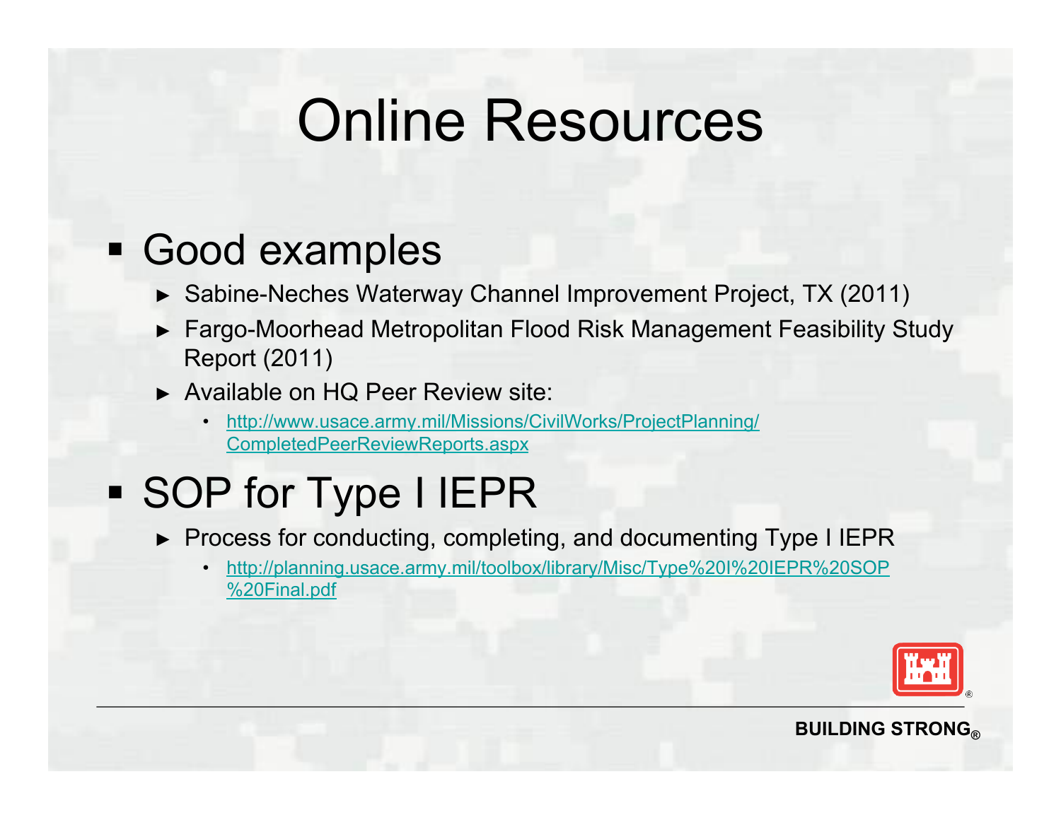# Online Resources

- Good examples
  - Sabine-Neches Waterway Channel Improvement Project, TX (2011)
  - Fargo-Moorhead Metropolitan Flood Risk Management Feasibility Study Report (2011)
  - Available on HQ Peer Review site:
    - http://www.usace.army.mil/Missions/CivilWorks/ProjectPlanning/CompletedPeerReviewReports.aspx
- SOP for Type I IEPR
  - Process for conducting, completing, and documenting Type I IEPR
    - http://planning.usace.army.mil/toolbox/library/Misc/Type%20I%20IEPR%20SOP%20Final.pdf

BUILDING STRONG®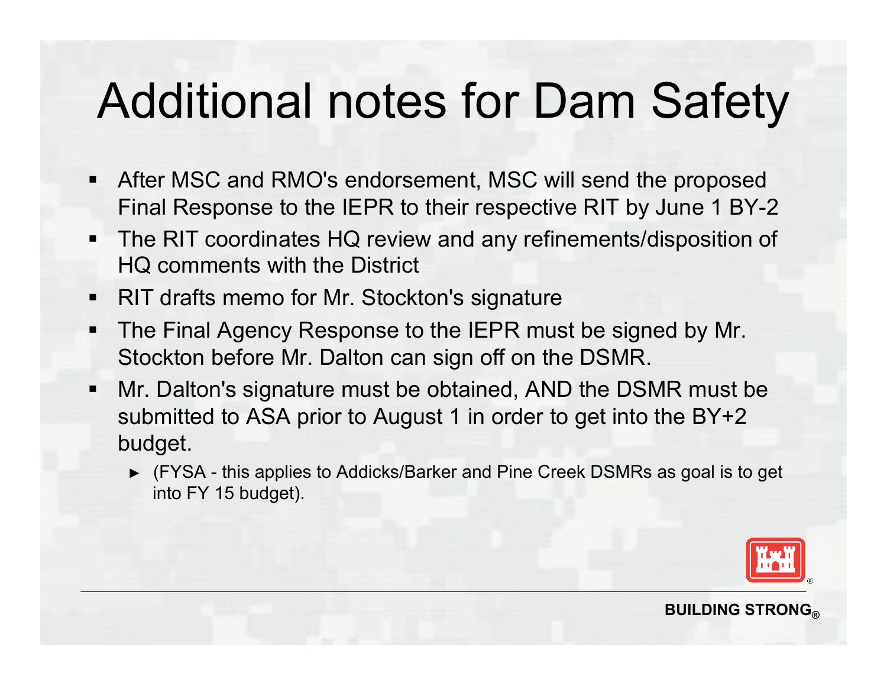# Additional notes for Dam Safety

- After MSC and RMO's endorsement, MSC will send the proposed Final Response to the IEPR to their respective RIT by June 1 BY-2
- The RIT coordinates HQ review and any refinements/disposition of HQ comments with the District
- RIT drafts memo for Mr. Stockton's signature
- The Final Agency Response to the IEPR must be signed by Mr. Stockton before Mr. Dalton can sign off on the DSMR.
- Mr. Dalton's signature must be obtained, AND the DSMR must be submitted to ASA prior to August 1 in order to get into the BY+2 budget.
  - (FYSA - this applies to Addicks/Barker and Pine Creek DSMRs as goal is to get into FY 15 budget).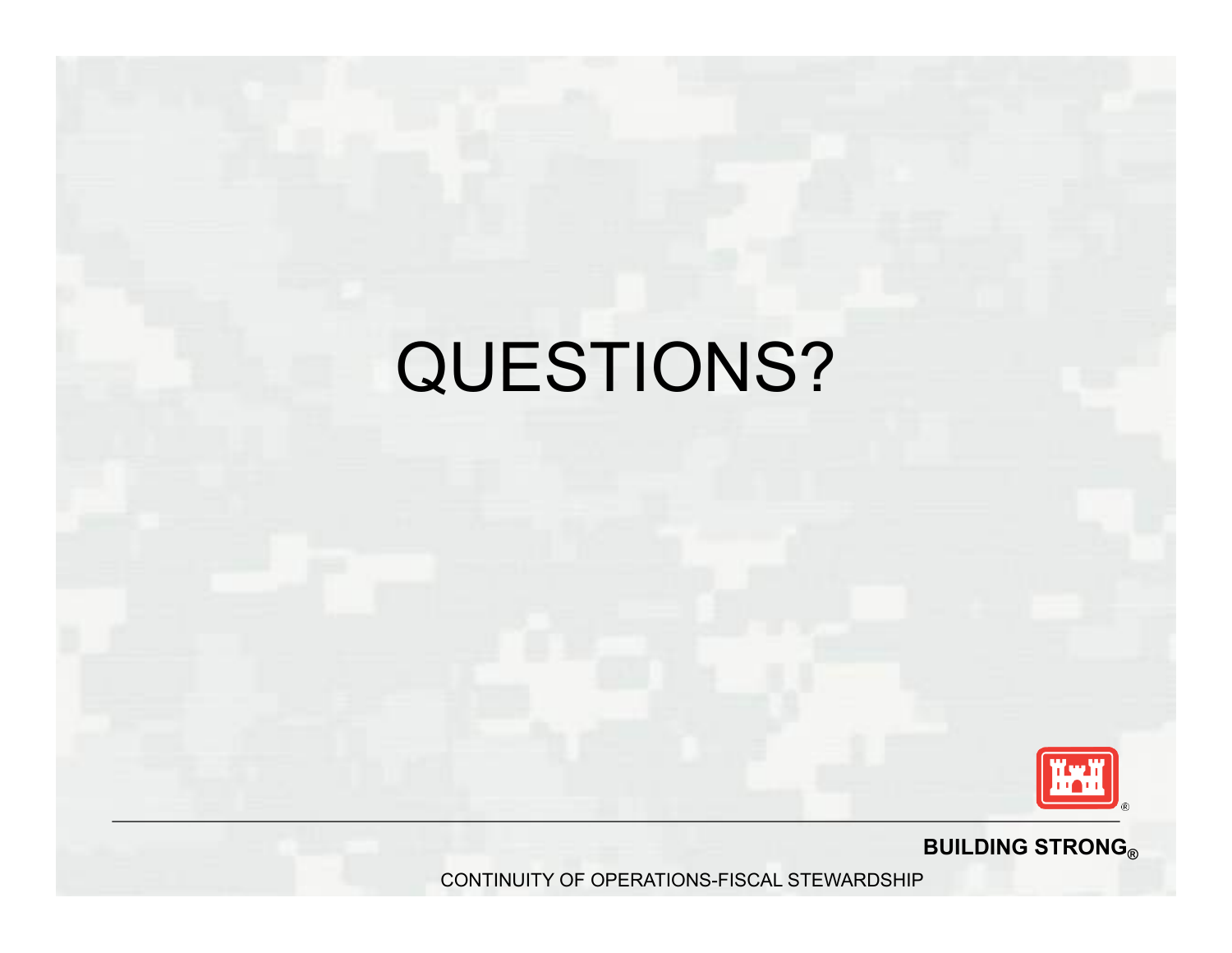# QUESTIONS?